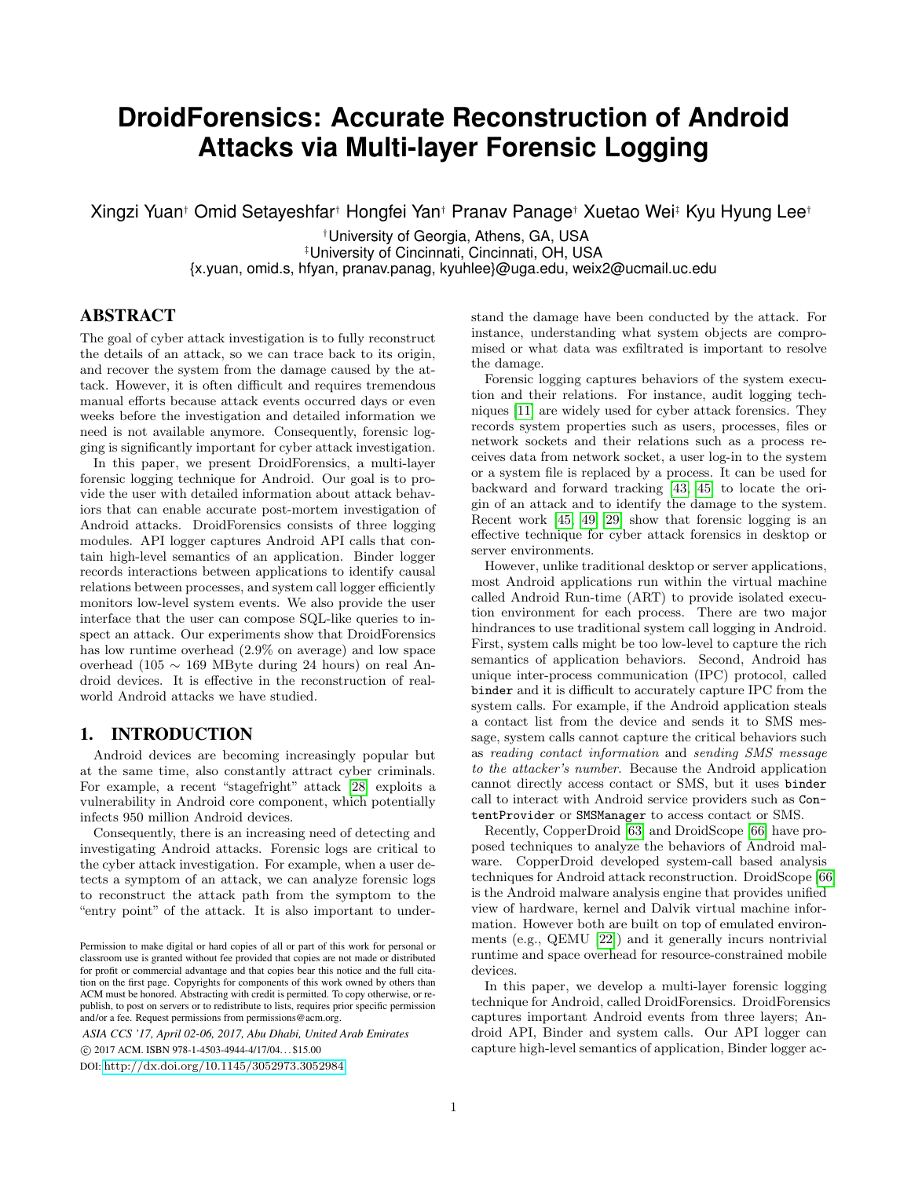# DroidForensics: Accurate Reconstruction of Android Attacks via Multi-layer Forensic Logging

Xingzi Yuan[†] Omid Setayeshfar[†] Hongfei Yan[†] Pranav Panage[†] Xuetao Wei[‡] Kyu Hyung Lee[†]

[†]University of Georgia, Athens, GA, USA
[‡]University of Cincinnati, Cincinnati, OH, USA
{x.yuan, omid.s, hfyan, pranav.panag, kyuhlee}@uga.edu, weix2@ucmail.uc.edu

## ABSTRACT

The goal of cyber attack investigation is to fully reconstruct the details of an attack, so we can trace back to its origin, and recover the system from the damage caused by the attack. However, it is often difficult and requires tremendous manual efforts because attack events occurred days or even weeks before the investigation and detailed information we need is not available anymore. Consequently, forensic logging is significantly important for cyber attack investigation.

In this paper, we present DroidForensics, a multi-layer forensic logging technique for Android. Our goal is to provide the user with detailed information about attack behaviors that can enable accurate post-mortem investigation of Android attacks. DroidForensics consists of three logging modules. API logger captures Android API calls that contain high-level semantics of an application. Binder logger records interactions between applications to identify causal relations between processes, and system call logger efficiently monitors low-level system events. We also provide the user interface that the user can compose SQL-like queries to inspect an attack. Our experiments show that DroidForensics has low runtime overhead (2.9% on average) and low space overhead (105 $\sim$ 169 MByte during 24 hours) on real Android devices. It is effective in the reconstruction of real-world Android attacks we have studied.

## 1. INTRODUCTION

Android devices are becoming increasingly popular but at the same time, also constantly attract cyber criminals. For example, a recent "stagefright" attack [28] exploits a vulnerability in Android core component, which potentially infects 950 million Android devices.

Consequently, there is an increasing need of detecting and investigating Android attacks. Forensic logs are critical to the cyber attack investigation. For example, when a user detects a symptom of an attack, we can analyze forensic logs to reconstruct the attack path from the symptom to the "entry point" of the attack. It is also important to understand the damage have been conducted by the attack. For instance, understanding what system objects are compromised or what data was exfiltrated is important to resolve the damage.

Forensic logging captures behaviors of the system execution and their relations. For instance, audit logging techniques [11] are widely used for cyber attack forensics. They records system properties such as users, processes, files or network sockets and their relations such as a process receives data from network socket, a user log-in to the system or a system file is replaced by a process. It can be used for backward and forward tracking [43, 45] to locate the origin of an attack and to identify the damage to the system. Recent work [45, 49, 29] show that forensic logging is an effective technique for cyber attack forensics in desktop or server environments.

However, unlike traditional desktop or server applications, most Android applications run within the virtual machine called Android Run-time (ART) to provide isolated execution environment for each process. There are two major hindrances to use traditional system call logging in Android. First, system calls might be too low-level to capture the rich semantics of application behaviors. Second, Android has unique inter-process communication (IPC) protocol, called `binder` and it is difficult to accurately capture IPC from the system calls. For example, if the Android application steals a contact list from the device and sends it to SMS message, system calls cannot capture the critical behaviors such as *reading contact information* and *sending SMS message to the attacker's number*. Because the Android application cannot directly access contact or SMS, but it uses `binder` call to interact with Android service providers such as `ContentProvider` or `SMSManager` to access contact or SMS.

Recently, CopperDroid [63] and DroidScope [66] have proposed techniques to analyze the behaviors of Android malware. CopperDroid developed system-call based analysis techniques for Android attack reconstruction. DroidScope [66] is the Android malware analysis engine that provides unified view of hardware, kernel and Dalvik virtual machine information. However both are built on top of emulated environments (e.g., QEMU [22]) and it generally incurs nontrivial runtime and space overhead for resource-constrained mobile devices.

In this paper, we develop a multi-layer forensic logging technique for Android, called DroidForensics. DroidForensics captures important Android events from three layers; Android API, Binder and system calls. Our API logger can capture high-level semantics of application, Binder logger ac-

Permission to make digital or hard copies of all or part of this work for personal or classroom use is granted without fee provided that copies are not made or distributed for profit or commercial advantage and that copies bear this notice and the full citation on the first page. Copyrights for components of this work owned by others than ACM must be honored. Abstracting with credit is permitted. To copy otherwise, or republish, to post on servers or to redistribute to lists, requires prior specific permission and/or a fee. Request permissions from permissions@acm.org.

*ASIA CCS '17, April 02-06, 2017, Abu Dhabi, United Arab Emirates*
© 2017 ACM. ISBN 978-1-4503-4944-4/17/04...$15.00
DOI: http://dx.doi.org/10.1145/3052973.3052984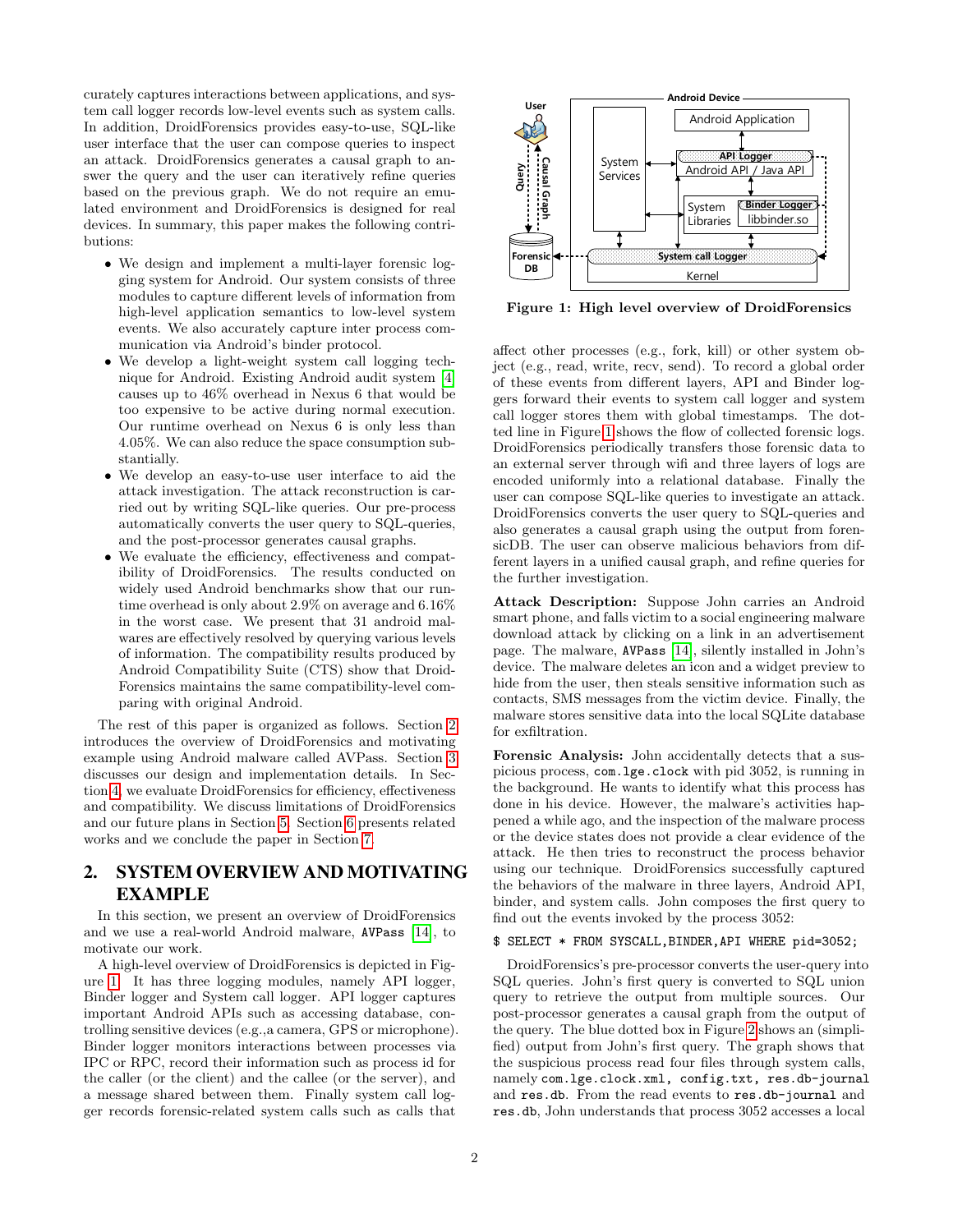curately captures interactions between applications, and system call logger records low-level events such as system calls. In addition, DroidForensics provides easy-to-use, SQL-like user interface that the user can compose queries to inspect an attack. DroidForensics generates a causal graph to answer the query and the user can iteratively refine queries based on the previous graph. We do not require an emulated environment and DroidForensics is designed for real devices. In summary, this paper makes the following contributions:

- We design and implement a multi-layer forensic logging system for Android. Our system consists of three modules to capture different levels of information from high-level application semantics to low-level system events. We also accurately capture inter process communication via Android's binder protocol.
- We develop a light-weight system call logging technique for Android. Existing Android audit system [4] causes up to 46% overhead in Nexus 6 that would be too expensive to be active during normal execution. Our runtime overhead on Nexus 6 is only less than 4.05%. We can also reduce the space consumption substantially.
- We develop an easy-to-use user interface to aid the attack investigation. The attack reconstruction is carried out by writing SQL-like queries. Our pre-process automatically converts the user query to SQL-queries, and the post-processor generates causal graphs.
- We evaluate the efficiency, effectiveness and compatibility of DroidForensics. The results conducted on widely used Android benchmarks show that our runtime overhead is only about 2.9% on average and 6.16% in the worst case. We present that 31 android malwares are effectively resolved by querying various levels of information. The compatibility results produced by Android Compatibility Suite (CTS) show that DroidForensics maintains the same compatibility-level comparing with original Android.

The rest of this paper is organized as follows. Section 2 introduces the overview of DroidForensics and motivating example using Android malware called AVPass. Section 3 discusses our design and implementation details. In Section 4, we evaluate DroidForensics for efficiency, effectiveness and compatibility. We discuss limitations of DroidForensics and our future plans in Section 5. Section 6 presents related works and we conclude the paper in Section 7.

## 2. SYSTEM OVERVIEW AND MOTIVATING EXAMPLE

In this section, we present an overview of DroidForensics and we use a real-world Android malware, `AVPass` [14], to motivate our work.

A high-level overview of DroidForensics is depicted in Figure 1. It has three logging modules, namely API logger, Binder logger and System call logger. API logger captures important Android APIs such as accessing database, controlling sensitive devices (e.g.,a camera, GPS or microphone). Binder logger monitors interactions between processes via IPC or RPC, record their information such as process id for the caller (or the client) and the callee (or the server), and a message shared between them. Finally system call logger records forensic-related system calls such as calls that affect other processes (e.g., fork, kill) or other system object (e.g., read, write, recv, send). To record a global order of these events from different layers, API and Binder loggers forward their events to system call logger and system call logger stores them with global timestamps. The dotted line in Figure 1 shows the flow of collected forensic logs. DroidForensics periodically transfers those forensic data to an external server through wifi and three layers of logs are encoded uniformly into a relational database. Finally the user can compose SQL-like queries to investigate an attack. DroidForensics converts the user query to SQL-queries and also generates a causal graph using the output from forensicDB. The user can observe malicious behaviors from different layers in a unified causal graph, and refine queries for the further investigation.

User
Query
Causal Graph
Forensic DB
Android Device
Android Application
System Services
API Logger
Android API / Java API
System Libraries
Binder Logger
libbinder.so
System call Logger
Kernel

**Figure 1: High level overview of DroidForensics**

**Attack Description:** Suppose John carries an Android smart phone, and falls victim to a social engineering malware download attack by clicking on a link in an advertisement page. The malware, `AVPass` [14], silently installed in John's device. The malware deletes an icon and a widget preview to hide from the user, then steals sensitive information such as contacts, SMS messages from the victim device. Finally, the malware stores sensitive data into the local SQLite database for exfiltration.

**Forensic Analysis:** John accidentally detects that a suspicious process, `com.lge.clock` with pid 3052, is running in the background. He wants to identify what this process has done in his device. However, the malware's activities happened a while ago, and the inspection of the malware process or the device states does not provide a clear evidence of the attack. He then tries to reconstruct the process behavior using our technique. DroidForensics successfully captured the behaviors of the malware in three layers, Android API, binder, and system calls. John composes the first query to find out the events invoked by the process 3052:

```
$ SELECT * FROM SYSCALL,BINDER,API WHERE pid=3052;
```

DroidForensics's pre-processor converts the user-query into SQL queries. John's first query is converted to SQL union query to retrieve the output from multiple sources. Our post-processor generates a causal graph from the output of the query. The blue dotted box in Figure 2 shows an (simplified) output from John's first query. The graph shows that the suspicious process read four files through system calls, namely `com.lge.clock.xml, config.txt, res.db-journal` and `res.db`. From the read events to `res.db-journal` and `res.db`, John understands that process 3052 accesses a local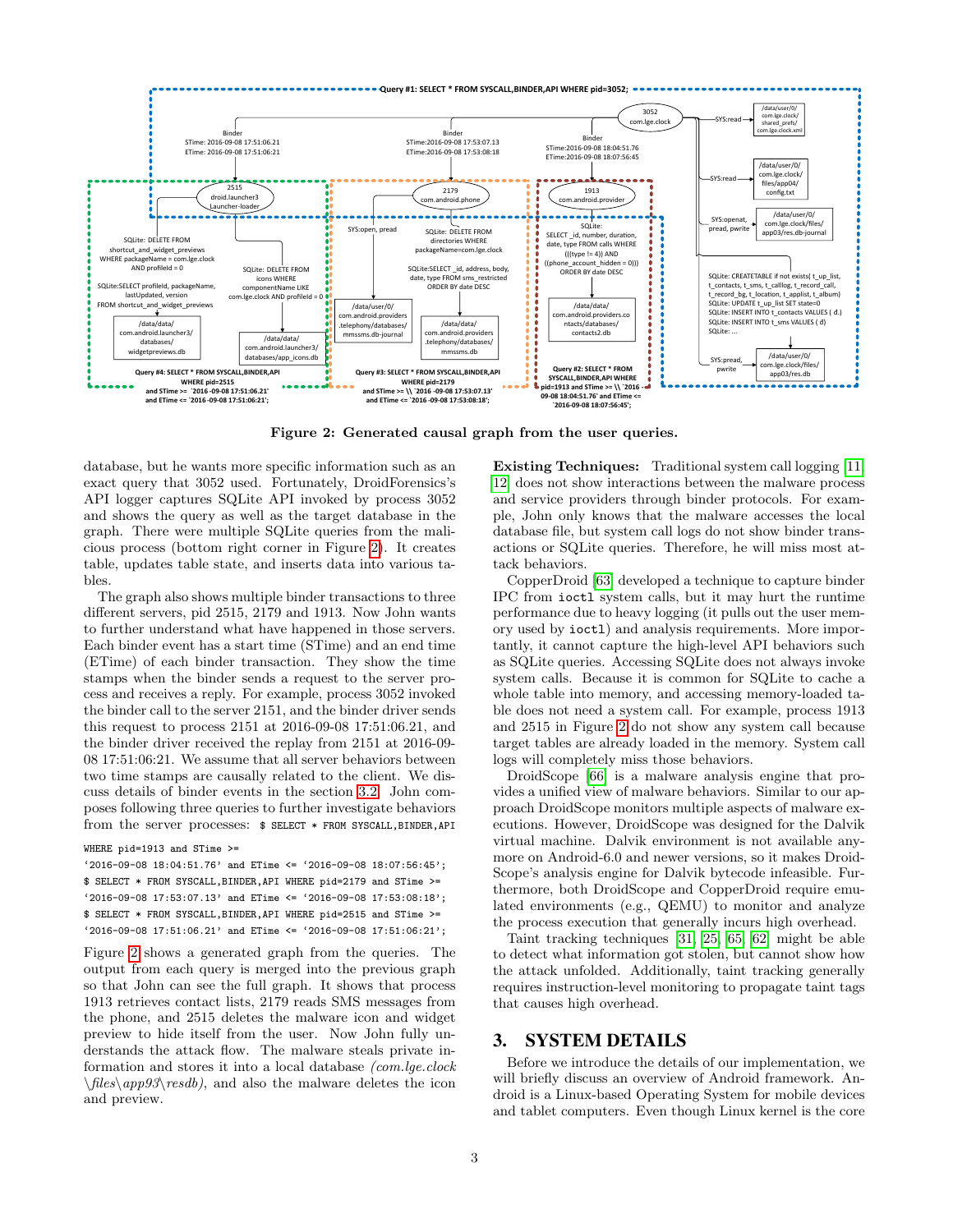Figure 2: Generated causal graph from the user queries.

database, but he wants more specific information such as an exact query that 3052 used. Fortunately, DroidForensics's API logger captures SQLite API invoked by process 3052 and shows the query as well as the target database in the graph. There were multiple SQLite queries from the malicious process (bottom right corner in Figure 2). It creates table, updates table state, and inserts data into various tables.

The graph also shows multiple binder transactions to three different servers, pid 2515, 2179 and 1913. Now John wants to further understand what have happened in those servers. Each binder event has a start time (STime) and an end time (ETime) of each binder transaction. They show the time stamps when the binder sends a request to the server process and receives a reply. For example, process 3052 invoked the binder call to the server 2151, and the binder driver sends this request to process 2151 at 2016-09-08 17:51:06.21, and the binder driver received the replay from 2151 at 2016-09-08 17:51:06:21. We assume that all server behaviors between two time stamps are causally related to the client. We discuss details of binder events in the section 3.2. John composes following three queries to further investigate behaviors from the server processes:

```
$ SELECT * FROM SYSCALL,BINDER,API
WHERE pid=1913 and STime >=
'2016-09-08 18:04:51.76' and ETime <= '2016-09-08 18:07:56:45';
$ SELECT * FROM SYSCALL,BINDER,API WHERE pid=2179 and STime >=
'2016-09-08 17:53:07.13' and ETime <= '2016-09-08 17:53:08:18';
$ SELECT * FROM SYSCALL,BINDER,API WHERE pid=2515 and STime >=
'2016-09-08 17:51:06.21' and ETime <= '2016-09-08 17:51:06:21';
```

Figure 2 shows a generated graph from the queries. The output from each query is merged into the previous graph so that John can see the full graph. It shows that process 1913 retrieves contact lists, 2179 reads SMS messages from the phone, and 2515 deletes the malware icon and widget preview to hide itself from the user. Now John fully understands the attack flow. The malware steals private information and stores it into a local database *(com.lge.clock \files\app93\resdb)*, and also the malware deletes the icon and preview.

**Existing Techniques:** Traditional system call logging [11, 12] does not show interactions between the malware process and service providers through binder protocols. For example, John only knows that the malware accesses the local database file, but system call logs do not show binder transactions or SQLite queries. Therefore, he will miss most attack behaviors.

CopperDroid [63] developed a technique to capture binder IPC from `ioctl` system calls, but it may hurt the runtime performance due to heavy logging (it pulls out the user memory used by `ioctl`) and analysis requirements. More importantly, it cannot capture the high-level API behaviors such as SQLite queries. Accessing SQLite does not always invoke system calls. Because it is common for SQLite to cache a whole table into memory, and accessing memory-loaded table does not need a system call. For example, process 1913 and 2515 in Figure 2 do not show any system call because target tables are already loaded in the memory. System call logs will completely miss those behaviors.

DroidScope [66] is a malware analysis engine that provides a unified view of malware behaviors. Similar to our approach DroidScope monitors multiple aspects of malware executions. However, DroidScope was designed for the Dalvik virtual machine. Dalvik environment is not available anymore on Android-6.0 and newer versions, so it makes DroidScope's analysis engine for Dalvik bytecode infeasible. Furthermore, both DroidScope and CopperDroid require emulated environments (e.g., QEMU) to monitor and analyze the process execution that generally incurs high overhead.

Taint tracking techniques [31, 25, 65, 62] might be able to detect what information got stolen, but cannot show how the attack unfolded. Additionally, taint tracking generally requires instruction-level monitoring to propagate taint tags that causes high overhead.

## 3. SYSTEM DETAILS

Before we introduce the details of our implementation, we will briefly discuss an overview of Android framework. Android is a Linux-based Operating System for mobile devices and tablet computers. Even though Linux kernel is the core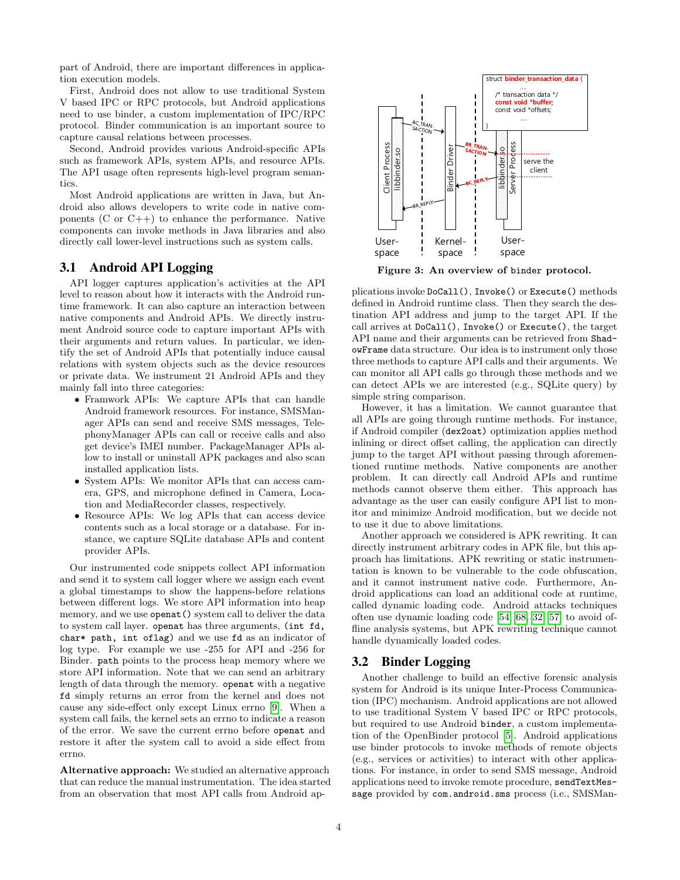part of Android, there are important differences in application execution models.

First, Android does not allow to use traditional System V based IPC or RPC protocols, but Android applications need to use binder, a custom implementation of IPC/RPC protocol. Binder communication is an important source to capture causal relations between processes.

Second, Android provides various Android-specific APIs such as framework APIs, system APIs, and resource APIs. The API usage often represents high-level program semantics.

Most Android applications are written in Java, but Android also allows developers to write code in native components (C or C++) to enhance the performance. Native components can invoke methods in Java libraries and also directly call lower-level instructions such as system calls.

## 3.1 Android API Logging

API logger captures application's activities at the API level to reason about how it interacts with the Android runtime framework. It can also capture an interaction between native components and Android APIs. We directly instrument Android source code to capture important APIs with their arguments and return values. In particular, we identify the set of Android APIs that potentially induce causal relations with system objects such as the device resources or private data. We instrument 21 Android APIs and they mainly fall into three categories:

- Framwork APIs: We capture APIs that can handle Android framework resources. For instance, SMSManager APIs can send and receive SMS messages, TelephonyManager APIs can call or receive calls and also get device's IMEI number. PackageManager APIs allow to install or uninstall APK packages and also scan installed application lists.
- System APIs: We monitor APIs that can access camera, GPS, and microphone defined in Camera, Location and MediaRecorder classes, respectively.
- Resource APIs: We log APIs that can access device contents such as a local storage or a database. For instance, we capture SQLite database APIs and content provider APIs.

Our instrumented code snippets collect API information and send it to system call logger where we assign each event a global timestamps to show the happens-before relations between different logs. We store API information into heap memory, and we use `openat()` system call to deliver the data to system call layer. `openat` has three arguments, `(int fd, char* path, int oflag)` and we use `fd` as an indicator of log type. For example we use -255 for API and -256 for Binder. `path` points to the process heap memory where we store API information. Note that we can send an arbitrary length of data through the memory. `openat` with a negative `fd` simply returns an error from the kernel and does not cause any side-effect only except Linux errno [9]. When a system call fails, the kernel sets an errno to indicate a reason of the error. We save the current errno before `openat` and restore it after the system call to avoid a side effect from errno.

**Alternative approach:** We studied an alternative approach that can reduce the manual instrumentation. The idea started from an observation that most API calls from Android applications invoke `DoCall()`, `Invoke()` or `Execute()` methods defined in Android runtime class. Then they search the destination API address and jump to the target API. If the call arrives at `DoCall()`, `Invoke()` or `Execute()`, the target API name and their arguments can be retrieved from `ShadowFrame` data structure. Our idea is to instrument only those three methods to capture API calls and their arguments. We can monitor all API calls go through those methods and we can detect APIs we are interested (e.g., SQLite query) by simple string comparison.

However, it has a limitation. We cannot guarantee that all APIs are going through runtime methods. For instance, if Android compiler (`dex2oat`) optimization applies method inlining or direct offset calling, the application can directly jump to the target API without passing through aforementioned runtime methods. Native components are another problem. It can directly call Android APIs and runtime methods cannot observe them either. This approach has advantage as the user can easily configure API list to monitor and minimize Android modification, but we decide not to use it due to above limitations.

Another approach we considered is APK rewriting. It can directly instrument arbitrary codes in APK file, but this approach has limitations. APK rewriting or static instrumentation is known to be vulnerable to the code obfuscation, and it cannot instrument native code. Furthermore, Android applications can load an additional code at runtime, called dynamic loading code. Android attacks techniques often use dynamic loading code [54, 68, 32, 57] to avoid offline analysis systems, but APK rewriting technique cannot handle dynamically loaded codes.

**Figure 3: An overview of binder protocol.**

## 3.2 Binder Logging

Another challenge to build an effective forensic analysis system for Android is its unique Inter-Process Communication (IPC) mechanism. Android applications are not allowed to use traditional System V based IPC or RPC protocols, but required to use Android `binder`, a custom implementation of the OpenBinder protocol [5]. Android applications use binder protocols to invoke methods of remote objects (e.g., services or activities) to interact with other applications. For instance, in order to send SMS message, Android applications need to invoke remote procedure, `sendTextMessage` provided by `com.android.sms` process (i.e., SMSMan-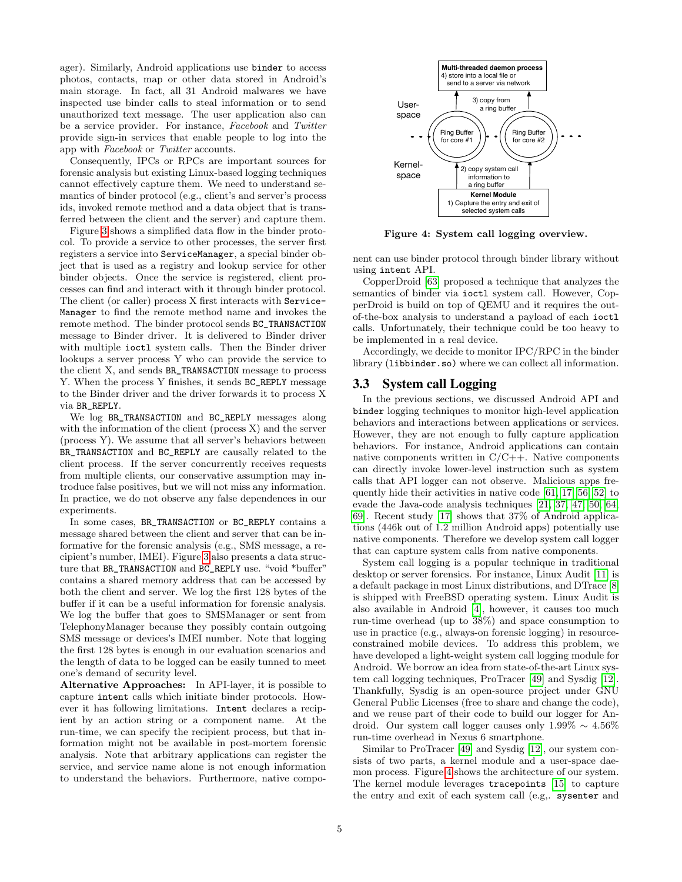ager). Similarly, Android applications use `binder` to access photos, contacts, map or other data stored in Android's main storage. In fact, all 31 Android malwares we have inspected use binder calls to steal information or to send unauthorized text message. The user application also can be a service provider. For instance, *Facebook* and *Twitter* provide sign-in services that enable people to log into the app with *Facebook* or *Twitter* accounts.

Consequently, IPCs or RPCs are important sources for forensic analysis but existing Linux-based logging techniques cannot effectively capture them. We need to understand semantics of binder protocol (e.g., client's and server's process ids, invoked remote method and a data object that is transferred between the client and the server) and capture them.

Figure 3 shows a simplified data flow in the binder protocol. To provide a service to other processes, the server first registers a service into `ServiceManager`, a special binder object that is used as a registry and lookup service for other binder objects. Once the service is registered, client processes can find and interact with it through binder protocol. The client (or caller) process X first interacts with `ServiceManager` to find the remote method name and invokes the remote method. The binder protocol sends `BC_TRANSACTION` message to Binder driver. It is delivered to Binder driver with multiple `ioctl` system calls. Then the Binder driver lookups a server process Y who can provide the service to the client X, and sends `BR_TRANSACTION` message to process Y. When the process Y finishes, it sends `BC_REPLY` message to the Binder driver and the driver forwards it to process X via `BR_REPLY`.

We log `BR_TRANSACTION` and `BC_REPLY` messages along with the information of the client (process X) and the server (process Y). We assume that all server's behaviors between `BR_TRANSACTION` and `BC_REPLY` are causally related to the client process. If the server concurrently receives requests from multiple clients, our conservative assumption may introduce false positives, but we will not miss any information. In practice, we do not observe any false dependences in our experiments.

In some cases, `BR_TRANSACTION` or `BC_REPLY` contains a message shared between the client and server that can be informative for the forensic analysis (e.g., SMS message, a recipient's number, IMEI). Figure 3 also presents a data structure that `BR_TRANSACTION` and `BC_REPLY` use. "void *buffer" contains a shared memory address that can be accessed by both the client and server. We log the first 128 bytes of the buffer if it can be a useful information for forensic analysis. We log the buffer that goes to SMSManager or sent from TelephonyManager because they possibly contain outgoing SMS message or devices's IMEI number. Note that logging the first 128 bytes is enough in our evaluation scenarios and the length of data to be logged can be easily tunned to meet one's demand of security level.

**Alternative Approaches:** In API-layer, it is possible to capture `intent` calls which initiate binder protocols. However it has following limitations. `Intent` declares a recipient by an action string or a component name. At the run-time, we can specify the recipient process, but that information might not be available in post-mortem forensic analysis. Note that arbitrary applications can register the service, and service name alone is not enough information to understand the behaviors. Furthermore, native component can use binder protocol through binder library without using `intent` API.

CopperDroid [63] proposed a technique that analyzes the semantics of binder via `ioctl` system call. However, CopperDroid is build on top of QEMU and it requires the out-of-the-box analysis to understand a payload of each `ioctl` calls. Unfortunately, their technique could be too heavy to be implemented in a real device.

Accordingly, we decide to monitor IPC/RPC in the binder library (`libbinder.so`) where we can collect all information.

Multi-threaded daemon process
4) store into a local file or send to a server via network

User-space

3) copy from a ring buffer

Ring Buffer for core #1 · · · Ring Buffer for core #2

Kernel-space

2) copy system call information to a ring buffer

Kernel Module
1) Capture the entry and exit of selected system calls

**Figure 4: System call logging overview.**

## 3.3 System call Logging

In the previous sections, we discussed Android API and `binder` logging techniques to monitor high-level application behaviors and interactions between applications or services. However, they are not enough to fully capture application behaviors. For instance, Android applications can contain native components written in C/C++. Native components can directly invoke lower-level instruction such as system calls that API logger can not observe. Malicious apps frequently hide their activities in native code [61, 17, 56, 52] to evade the Java-code analysis techniques [21, 37, 47, 50, 64, 69]. Recent study [17] shows that 37% of Android applications (446k out of 1.2 million Android apps) potentially use native components. Therefore we develop system call logger that can capture system calls from native components.

System call logging is a popular technique in traditional desktop or server forensics. For instance, Linux Audit [11] is a default package in most Linux distributions, and DTrace [8] is shipped with FreeBSD operating system. Linux Audit is also available in Android [4], however, it causes too much run-time overhead (up to 38%) and space consumption to use in practice (e.g., always-on forensic logging) in resource-constrained mobile devices. To address this problem, we have developed a light-weight system call logging module for Android. We borrow an idea from state-of-the-art Linux system call logging techniques, ProTracer [49] and Sysdig [12]. Thankfully, Sysdig is an open-source project under GNU General Public Licenses (free to share and change the code), and we reuse part of their code to build our logger for Android. Our system call logger causes only 1.99% ∼ 4.56% run-time overhead in Nexus 6 smartphone.

Similar to ProTracer [49] and Sysdig [12], our system consists of two parts, a kernel module and a user-space daemon process. Figure 4 shows the architecture of our system. The kernel module leverages `tracepoints` [15] to capture the entry and exit of each system call (e.g,. `sysenter` and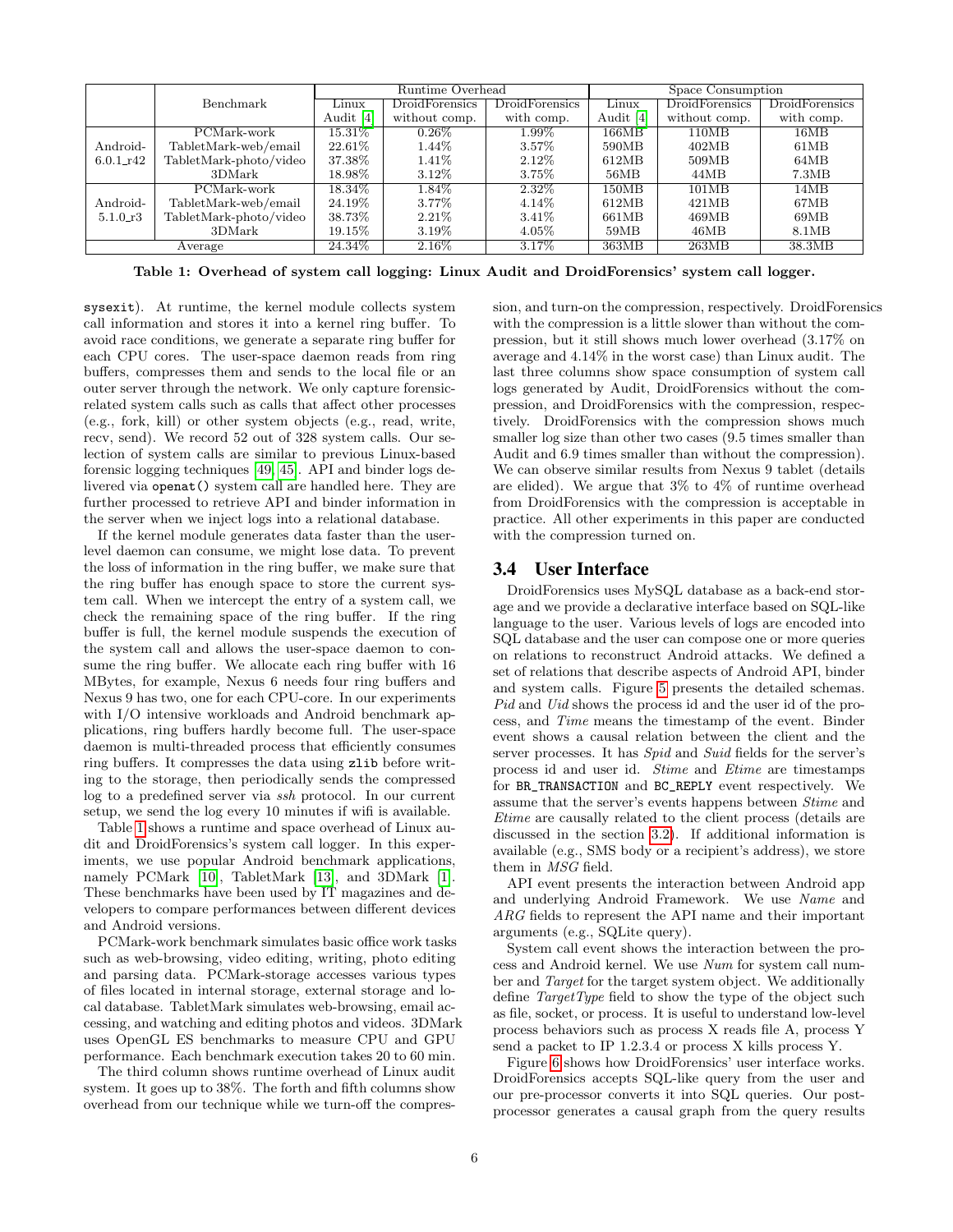| | Benchmark | Runtime Overhead | | | Space Consumption | | |
|---|---|---|---|---|---|---|---|
| | | Linux Audit [4] | DroidForensics without comp. | DroidForensics with comp. | Linux Audit [4] | DroidForensics without comp. | DroidForensics with comp. |
| Android-6.0.1_r42 | PCMark-work | 15.31% | 0.26% | 1.99% | 166MB | 110MB | 16MB |
| | TabletMark-web/email | 22.61% | 1.44% | 3.57% | 590MB | 402MB | 61MB |
| | TabletMark-photo/video | 37.38% | 1.41% | 2.12% | 612MB | 509MB | 64MB |
| | 3DMark | 18.98% | 3.12% | 3.75% | 56MB | 44MB | 7.3MB |
| Android-5.1.0_r3 | PCMark-work | 18.34% | 1.84% | 2.32% | 150MB | 101MB | 14MB |
| | TabletMark-web/email | 24.19% | 3.77% | 4.14% | 612MB | 421MB | 67MB |
| | TabletMark-photo/video | 38.73% | 2.21% | 3.41% | 661MB | 469MB | 69MB |
| | 3DMark | 19.15% | 3.19% | 4.05% | 59MB | 46MB | 8.1MB |
| Average | | 24.34% | 2.16% | 3.17% | 363MB | 263MB | 38.3MB |

**Table 1: Overhead of system call logging: Linux Audit and DroidForensics' system call logger.**

sysexit). At runtime, the kernel module collects system call information and stores it into a kernel ring buffer. To avoid race conditions, we generate a separate ring buffer for each CPU cores. The user-space daemon reads from ring buffers, compresses them and sends to the local file or an outer server through the network. We only capture forensic-related system calls such as calls that affect other processes (e.g., fork, kill) or other system objects (e.g., read, write, recv, send). We record 52 out of 328 system calls. Our selection of system calls are similar to previous Linux-based forensic logging techniques [49, 45]. API and binder logs delivered via `openat()` system call are handled here. They are further processed to retrieve API and binder information in the server when we inject logs into a relational database.

If the kernel module generates data faster than the user-level daemon can consume, we might lose data. To prevent the loss of information in the ring buffer, we make sure that the ring buffer has enough space to store the current system call. When we intercept the entry of a system call, we check the remaining space of the ring buffer. If the ring buffer is full, the kernel module suspends the execution of the system call and allows the user-space daemon to consume the ring buffer. We allocate each ring buffer with 16 MBytes, for example, Nexus 6 needs four ring buffers and Nexus 9 has two, one for each CPU-core. In our experiments with I/O intensive workloads and Android benchmark applications, ring buffers hardly become full. The user-space daemon is multi-threaded process that efficiently consumes ring buffers. It compresses the data using `zlib` before writing to the storage, then periodically sends the compressed log to a predefined server via *ssh* protocol. In our current setup, we send the log every 10 minutes if wifi is available.

Table 1 shows a runtime and space overhead of Linux audit and DroidForensics's system call logger. In this experiments, we use popular Android benchmark applications, namely PCMark [10], TabletMark [13], and 3DMark [1]. These benchmarks have been used by IT magazines and developers to compare performances between different devices and Android versions.

PCMark-work benchmark simulates basic office work tasks such as web-browsing, video editing, writing, photo editing and parsing data. PCMark-storage accesses various types of files located in internal storage, external storage and local database. TabletMark simulates web-browsing, email accessing, and watching and editing photos and videos. 3DMark uses OpenGL ES benchmarks to measure CPU and GPU performance. Each benchmark execution takes 20 to 60 min.

The third column shows runtime overhead of Linux audit system. It goes up to 38%. The forth and fifth columns show overhead from our technique while we turn-off the compression, and turn-on the compression, respectively. DroidForensics with the compression is a little slower than without the compression, but it still shows much lower overhead (3.17% on average and 4.14% in the worst case) than Linux audit. The last three columns show space consumption of system call logs generated by Audit, DroidForensics without the compression, and DroidForensics with the compression, respectively. DroidForensics with the compression shows much smaller log size than other two cases (9.5 times smaller than Audit and 6.9 times smaller than without the compression). We can observe similar results from Nexus 9 tablet (details are elided). We argue that 3% to 4% of runtime overhead from DroidForensics with the compression is acceptable in practice. All other experiments in this paper are conducted with the compression turned on.

## 3.4 User Interface

DroidForensics uses MySQL database as a back-end storage and we provide a declarative interface based on SQL-like language to the user. Various levels of logs are encoded into SQL database and the user can compose one or more queries on relations to reconstruct Android attacks. We defined a set of relations that describe aspects of Android API, binder and system calls. Figure 5 presents the detailed schemas. *Pid* and *Uid* shows the process id and the user id of the process, and *Time* means the timestamp of the event. Binder event shows a causal relation between the client and the server processes. It has *Spid* and *Suid* fields for the server's process id and user id. *Stime* and *Etime* are timestamps for `BR_TRANSACTION` and `BC_REPLY` event respectively. We assume that the server's events happens between *Stime* and *Etime* are causally related to the client process (details are discussed in the section 3.2). If additional information is available (e.g., SMS body or a recipient's address), we store them in *MSG* field.

API event presents the interaction between Android app and underlying Android Framework. We use *Name* and *ARG* fields to represent the API name and their important arguments (e.g., SQLite query).

System call event shows the interaction between the process and Android kernel. We use *Num* for system call number and *Target* for the target system object. We additionally define *TargetType* field to show the type of the object such as file, socket, or process. It is useful to understand low-level process behaviors such as process X reads file A, process Y send a packet to IP 1.2.3.4 or process X kills process Y.

Figure 6 shows how DroidForensics' user interface works. DroidForensics accepts SQL-like query from the user and our pre-processor converts it into SQL queries. Our post-processor generates a causal graph from the query results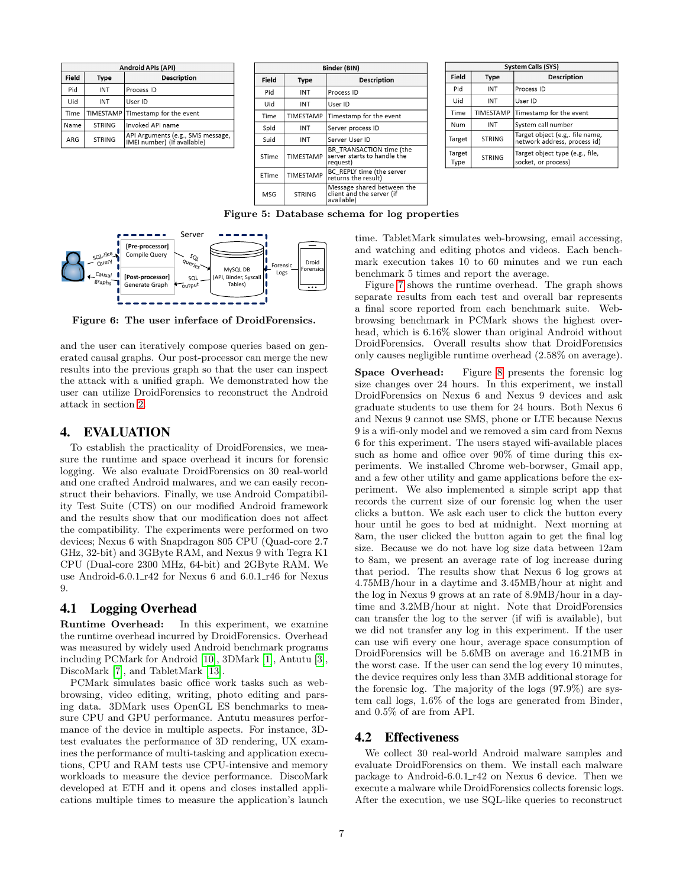| Android APIs (API) | | |
|---|---|---|
| Field | Type | Description |
| Pid | INT | Process ID |
| Uid | INT | User ID |
| Time | TIMESTAMP | Timestamp for the event |
| Name | STRING | Invoked API name |
| ARG | STRING | API Arguments (e.g., SMS message, IMEI number) (if available) |

| Binder (BIN) | | |
|---|---|---|
| Field | Type | Description |
| Pid | INT | Process ID |
| Uid | INT | User ID |
| Time | TIMESTAMP | Timestamp for the event |
| Spid | INT | Server process ID |
| Suid | INT | Server User ID |
| STime | TIMESTAMP | BR_TRANSACTION time (the server starts to handle the request) |
| ETime | TIMESTAMP | BC_REPLY time (the server returns the result) |
| MSG | STRING | Message shared between the client and the server (if available) |

| System Calls (SYS) | | |
|---|---|---|
| Field | Type | Description |
| Pid | INT | Process ID |
| Uid | INT | User ID |
| Time | TIMESTAMP | Timestamp for the event |
| Num | INT | System call number |
| Target | STRING | Target object (e.g,. file name, network address, process id) |
| Target Type | STRING | Target object type (e.g., file, socket, or process) |

**Figure 5: Database schema for log properties**

**Figure 6: The user inferface of DroidForensics.**

and the user can iteratively compose queries based on generated causal graphs. Our post-processor can merge the new results into the previous graph so that the user can inspect the attack with a unified graph. We demonstrated how the user can utilize DroidForensics to reconstruct the Android attack in section 2.

# 4. EVALUATION

To establish the practicality of DroidForensics, we measure the runtime and space overhead it incurs for forensic logging. We also evaluate DroidForensics on 30 real-world and one crafted Android malwares, and we can easily reconstruct their behaviors. Finally, we use Android Compatibility Test Suite (CTS) on our modified Android framework and the results show that our modification does not affect the compatibility. The experiments were performed on two devices; Nexus 6 with Snapdragon 805 CPU (Quad-core 2.7 GHz, 32-bit) and 3GByte RAM, and Nexus 9 with Tegra K1 CPU (Dual-core 2300 MHz, 64-bit) and 2GByte RAM. We use Android-6.0.1_r42 for Nexus 6 and 6.0.1_r46 for Nexus 9.

## 4.1 Logging Overhead

**Runtime Overhead:** In this experiment, we examine the runtime overhead incurred by DroidForensics. Overhead was measured by widely used Android benchmark programs including PCMark for Android [10], 3DMark [1], Antutu [3], DiscoMark [7], and TabletMark [13].

PCMark simulates basic office work tasks such as web-browsing, video editing, writing, photo editing and parsing data. 3DMark uses OpenGL ES benchmarks to measure CPU and GPU performance. Antutu measures performance of the device in multiple aspects. For instance, 3D-test evaluates the performance of 3D rendering, UX examines the performance of multi-tasking and application executions, CPU and RAM tests use CPU-intensive and memory workloads to measure the device performance. DiscoMark developed at ETH and it opens and closes installed applications multiple times to measure the application's launch time. TabletMark simulates web-browsing, email accessing, and watching and editing photos and videos. Each benchmark execution takes 10 to 60 minutes and we run each benchmark 5 times and report the average.

Figure 7 shows the runtime overhead. The graph shows separate results from each test and overall bar represents a final score reported from each benchmark suite. Web-browsing benchmark in PCMark shows the highest overhead, which is 6.16% slower than original Android without DroidForensics. Overall results show that DroidForensics only causes negligible runtime overhead (2.58% on average).

**Space Overhead:** Figure 8 presents the forensic log size changes over 24 hours. In this experiment, we install DroidForensics on Nexus 6 and Nexus 9 devices and ask graduate students to use them for 24 hours. Both Nexus 6 and Nexus 9 cannot use SMS, phone or LTE because Nexus 9 is a wifi-only model and we removed a sim card from Nexus 6 for this experiment. The users stayed wifi-available places such as home and office over 90% of time during this experiments. We installed Chrome web-borwser, Gmail app, and a few other utility and game applications before the experiment. We also implemented a simple script app that records the current size of our forensic log when the user clicks a button. We ask each user to click the button every hour until he goes to bed at midnight. Next morning at 8am, the user clicked the button again to get the final log size. Because we do not have log size data between 12am to 8am, we present an average rate of log increase during that period. The results show that Nexus 6 log grows at 4.75MB/hour in a daytime and 3.45MB/hour at night and the log in Nexus 9 grows at an rate of 8.9MB/hour in a daytime and 3.2MB/hour at night. Note that DroidForensics can transfer the log to the server (if wifi is available), but we did not transfer any log in this experiment. If the user can use wifi every one hour, average space consumption of DroidForensics will be 5.6MB on average and 16.21MB in the worst case. If the user can send the log every 10 minutes, the device requires only less than 3MB additional storage for the forensic log. The majority of the logs (97.9%) are system call logs, 1.6% of the logs are generated from Binder, and 0.5% of are from API.

## 4.2 Effectiveness

We collect 30 real-world Android malware samples and evaluate DroidForensics on them. We install each malware package to Android-6.0.1_r42 on Nexus 6 device. Then we execute a malware while DroidForensics collects forensic logs. After the execution, we use SQL-like queries to reconstruct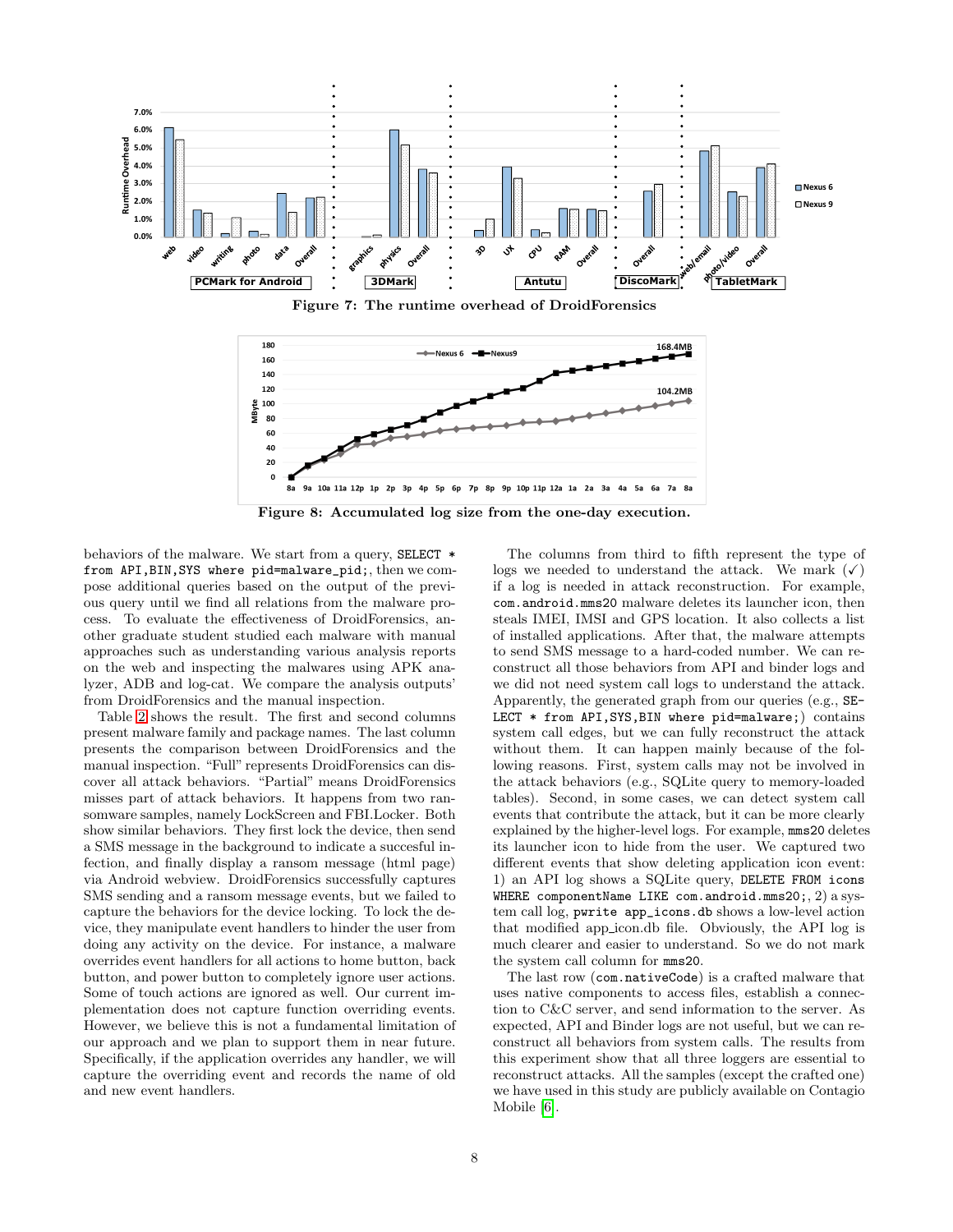Runtime Overhead

7.0%
6.0%
5.0%
4.0%
3.0%
2.0%
1.0%
0.0%

web video writing photo data Overall | graphics physics Overall | 3D UX CPU RAM Overall | Overall | web/email photo/video Overall

PCMark for Android | 3DMark | Antutu | DiscoMark | TabletMark

Nexus 6
Nexus 9

**Figure 7: The runtime overhead of DroidForensics**

MByte

180
160
140
120
100
80
60
40
20
0

8a 9a 10a 11a 12p 1p 2p 3p 4p 5p 6p 7p 8p 9p 10p 11p 12a 1a 2a 3a 4a 5a 6a 7a 8a

Nexus 6 Nexus9

168.4MB
104.2MB

**Figure 8: Accumulated log size from the one-day execution.**

behaviors of the malware. We start from a query, `SELECT * from API,BIN,SYS where pid=malware_pid;`, then we compose additional queries based on the output of the previous query until we find all relations from the malware process. To evaluate the effectiveness of DroidForensics, another graduate student studied each malware with manual approaches such as understanding various analysis reports on the web and inspecting the malwares using APK analyzer, ADB and log-cat. We compare the analysis outputs' from DroidForensics and the manual inspection.

Table 2 shows the result. The first and second columns present malware family and package names. The last column presents the comparison between DroidForensics and the manual inspection. "Full" represents DroidForensics can discover all attack behaviors. "Partial" means DroidForensics misses part of attack behaviors. It happens from two ransomware samples, namely LockScreen and FBI.Locker. Both show similar behaviors. They first lock the device, then send a SMS message in the background to indicate a succesful infection, and finally display a ransom message (html page) via Android webview. DroidForensics successfully captures SMS sending and a ransom message events, but we failed to capture the behaviors for the device locking. To lock the device, they manipulate event handlers to hinder the user from doing any activity on the device. For instance, a malware overrides event handlers for all actions to home button, back button, and power button to completely ignore user actions. Some of touch actions are ignored as well. Our current implementation does not capture function overriding events. However, we believe this is not a fundamental limitation of our approach and we plan to support them in near future. Specifically, if the application overrides any handler, we will capture the overriding event and records the name of old and new event handlers.

The columns from third to fifth represent the type of logs we needed to understand the attack. We mark (✓) if a log is needed in attack reconstruction. For example, `com.android.mms20` malware deletes its launcher icon, then steals IMEI, IMSI and GPS location. It also collects a list of installed applications. After that, the malware attempts to send SMS message to a hard-coded number. We can reconstruct all those behaviors from API and binder logs and we did not need system call logs to understand the attack. Apparently, the generated graph from our queries (e.g., `SELECT * from API,SYS,BIN where pid=malware;`) contains system call edges, but we can fully reconstruct the attack without them. It can happen mainly because of the following reasons. First, system calls may not be involved in the attack behaviors (e.g., SQLite query to memory-loaded tables). Second, in some cases, we can detect system call events that contribute the attack, but it can be more clearly explained by the higher-level logs. For example, `mms20` deletes its launcher icon to hide from the user. We captured two different events that show deleting application icon event: 1) an API log shows a SQLite query, `DELETE FROM icons WHERE componentName LIKE com.android.mms20;`, 2) a system call log, `pwrite app_icons.db` shows a low-level action that modified app_icon.db file. Obviously, the API log is much clearer and easier to understand. So we do not mark the system call column for `mms20`.

The last row (`com.nativeCode`) is a crafted malware that uses native components to access files, establish a connection to C&C server, and send information to the server. As expected, API and Binder logs are not useful, but we can reconstruct all behaviors from system calls. The results from this experiment show that all three loggers are essential to reconstruct attacks. All the samples (except the crafted one) we have used in this study are publicly available on Contagio Mobile [6].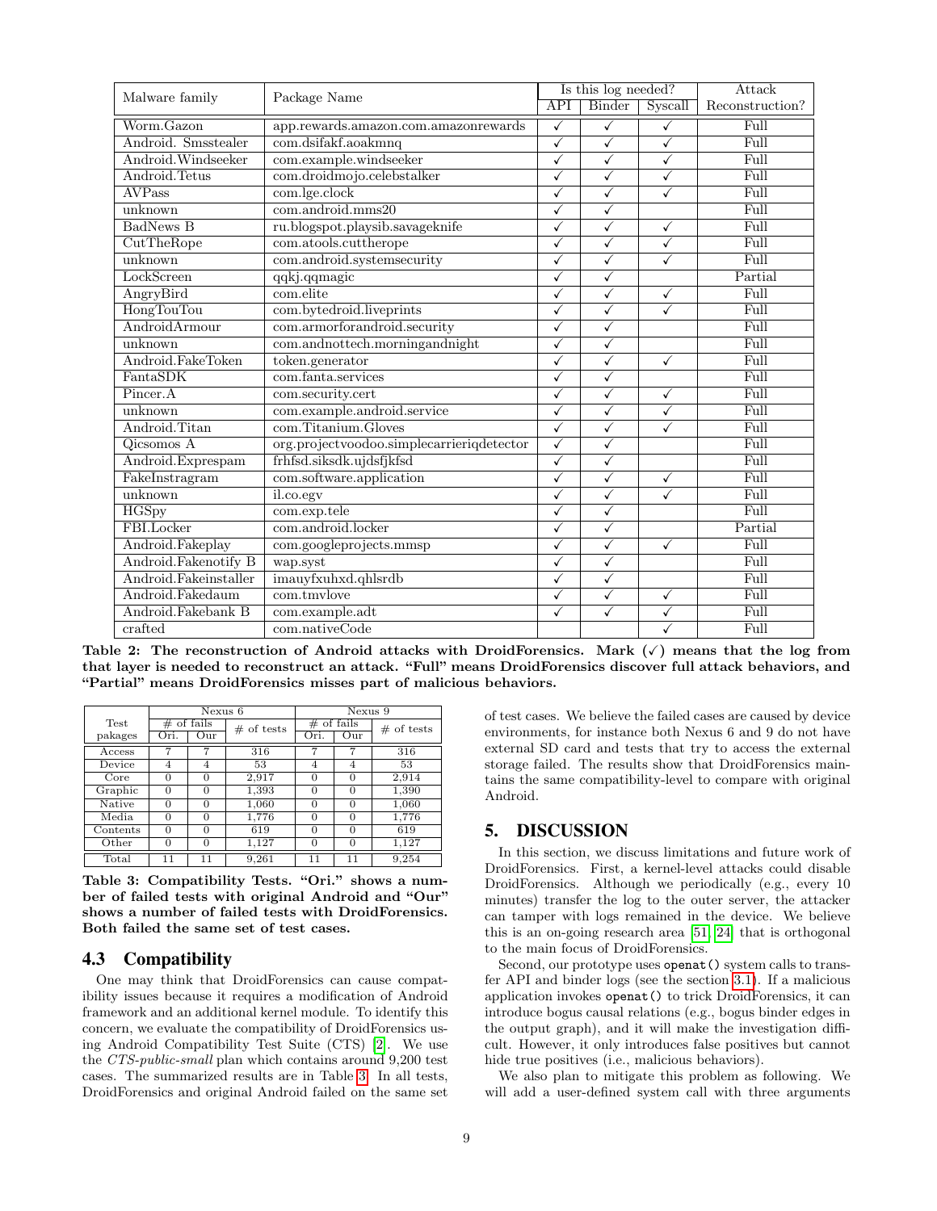| Malware family | Package Name | Is this log needed? | | | Attack |
|---|---|---|---|---|---|
| | | API | Binder | Syscall | Reconstruction? |
| Worm.Gazon | app.rewards.amazon.com.amazonrewards | ✓ | ✓ | ✓ | Full |
| Android. Smsstealer | com.dsifakf.aoakmnq | ✓ | ✓ | ✓ | Full |
| Android.Windseeker | com.example.windseeker | ✓ | ✓ | ✓ | Full |
| Android.Tetus | com.droidmojo.celebstalker | ✓ | ✓ | ✓ | Full |
| AVPass | com.lge.clock | ✓ | ✓ | ✓ | Full |
| unknown | com.android.mms20 | ✓ | ✓ | | Full |
| BadNews B | ru.blogspot.playsib.savageknife | ✓ | ✓ | ✓ | Full |
| CutTheRope | com.atools.cuttherope | ✓ | ✓ | ✓ | Full |
| unknown | com.android.systemsecurity | ✓ | ✓ | ✓ | Full |
| LockScreen | qqkj.qqmagic | ✓ | ✓ | | Partial |
| AngryBird | com.elite | ✓ | ✓ | ✓ | Full |
| HongTouTou | com.bytedroid.liveprints | ✓ | ✓ | ✓ | Full |
| AndroidArmour | com.armorforandroid.security | ✓ | ✓ | | Full |
| unknown | com.andnottech.morningandnight | ✓ | ✓ | | Full |
| Android.FakeToken | token.generator | ✓ | ✓ | ✓ | Full |
| FantaSDK | com.fanta.services | ✓ | ✓ | | Full |
| Pincer.A | com.security.cert | ✓ | ✓ | ✓ | Full |
| unknown | com.example.android.service | ✓ | ✓ | ✓ | Full |
| Android.Titan | com.Titanium.Gloves | ✓ | ✓ | ✓ | Full |
| Qicsomos A | org.projectvoodoo.simplecarrieriqdetector | ✓ | ✓ | | Full |
| Android.Exprespam | frhfsd.siksdk.ujdsfjkfsd | ✓ | ✓ | | Full |
| FakeInstragram | com.software.application | ✓ | ✓ | ✓ | Full |
| unknown | il.co.egv | ✓ | ✓ | ✓ | Full |
| HGSpy | com.exp.tele | ✓ | ✓ | | Full |
| FBI.Locker | com.android.locker | ✓ | ✓ | | Partial |
| Android.Fakeplay | com.googleprojects.mmsp | ✓ | ✓ | ✓ | Full |
| Android.Fakenotify B | wap.syst | ✓ | ✓ | | Full |
| Android.Fakeinstaller | imauyfxuhxd.qhlsrdb | ✓ | ✓ | | Full |
| Android.Fakedaum | com.tmvlove | ✓ | ✓ | ✓ | Full |
| Android.Fakebank B | com.example.adt | ✓ | ✓ | ✓ | Full |
| crafted | com.nativeCode | | | ✓ | Full |

**Table 2: The reconstruction of Android attacks with DroidForensics. Mark (✓) means that the log from that layer is needed to reconstruct an attack. "Full" means DroidForensics discover full attack behaviors, and "Partial" means DroidForensics misses part of malicious behaviors.**

| Test pakages | Nexus 6 | | | Nexus 9 | | |
|---|---|---|---|---|---|---|
| | # of fails | | # of tests | # of fails | | # of tests |
| | Ori. | Our | | Ori. | Our | |
| Access | 7 | 7 | 316 | 7 | 7 | 316 |
| Device | 4 | 4 | 53 | 4 | 4 | 53 |
| Core | 0 | 0 | 2,917 | 0 | 0 | 2,914 |
| Graphic | 0 | 0 | 1,393 | 0 | 0 | 1,390 |
| Native | 0 | 0 | 1,060 | 0 | 0 | 1,060 |
| Media | 0 | 0 | 1,776 | 0 | 0 | 1,776 |
| Contents | 0 | 0 | 619 | 0 | 0 | 619 |
| Other | 0 | 0 | 1,127 | 0 | 0 | 1,127 |
| Total | 11 | 11 | 9,261 | 11 | 11 | 9,254 |

**Table 3: Compatibility Tests. "Ori." shows a number of failed tests with original Android and "Our" shows a number of failed tests with DroidForensics. Both failed the same set of test cases.**

### 4.3 Compatibility

One may think that DroidForensics can cause compatibility issues because it requires a modification of Android framework and an additional kernel module. To identify this concern, we evaluate the compatibility of DroidForensics using Android Compatibility Test Suite (CTS) [2]. We use the *CTS-public-small* plan which contains around 9,200 test cases. The summarized results are in Table 3. In all tests, DroidForensics and original Android failed on the same set of test cases. We believe the failed cases are caused by device environments, for instance both Nexus 6 and 9 do not have external SD card and tests that try to access the external storage failed. The results show that DroidForensics maintains the same compatibility-level to compare with original Android.

## 5. DISCUSSION

In this section, we discuss limitations and future work of DroidForensics. First, a kernel-level attacks could disable DroidForensics. Although we periodically (e.g., every 10 minutes) transfer the log to the outer server, the attacker can tamper with logs remained in the device. We believe this is an on-going research area [51, 24] that is orthogonal to the main focus of DroidForensics.

Second, our prototype uses `openat()` system calls to transfer API and binder logs (see the section 3.1). If a malicious application invokes `openat()` to trick DroidForensics, it can introduce bogus causal relations (e.g., bogus binder edges in the output graph), and it will make the investigation difficult. However, it only introduces false positives but cannot hide true positives (i.e., malicious behaviors).

We also plan to mitigate this problem as following. We will add a user-defined system call with three arguments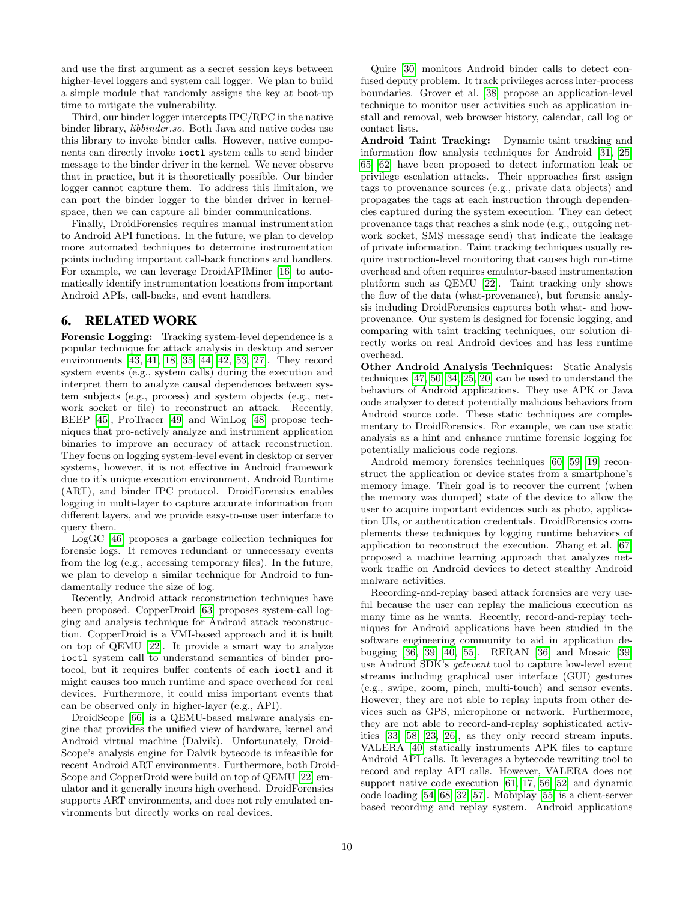and use the first argument as a secret session keys between higher-level loggers and system call logger. We plan to build a simple module that randomly assigns the key at boot-up time to mitigate the vulnerability.

Third, our binder logger intercepts IPC/RPC in the native binder library, *libbinder.so*. Both Java and native codes use this library to invoke binder calls. However, native components can directly invoke `ioctl` system calls to send binder message to the binder driver in the kernel. We never observe that in practice, but it is theoretically possible. Our binder logger cannot capture them. To address this limitaion, we can port the binder logger to the binder driver in kernel-space, then we can capture all binder communications.

Finally, DroidForensics requires manual instrumentation to Android API functions. In the future, we plan to develop more automated techniques to determine instrumentation points including important call-back functions and handlers. For example, we can leverage DroidAPIMiner [16] to automatically identify instrumentation locations from important Android APIs, call-backs, and event handlers.

## 6. RELATED WORK

**Forensic Logging:** Tracking system-level dependence is a popular technique for attack analysis in desktop and server environments [43, 41, 18, 35, 44, 42, 53, 27]. They record system events (e.g., system calls) during the execution and interpret them to analyze causal dependences between system subjects (e.g., process) and system objects (e.g., network socket or file) to reconstruct an attack. Recently, BEEP [45], ProTracer [49] and WinLog [48] propose techniques that pro-actively analyze and instrument application binaries to improve an accuracy of attack reconstruction. They focus on logging system-level event in desktop or server systems, however, it is not effective in Android framework due to it's unique execution environment, Android Runtime (ART), and binder IPC protocol. DroidForensics enables logging in multi-layer to capture accurate information from different layers, and we provide easy-to-use user interface to query them.

LogGC [46] proposes a garbage collection techniques for forensic logs. It removes redundant or unnecessary events from the log (e.g., accessing temporary files). In the future, we plan to develop a similar technique for Android to fundamentally reduce the size of log.

Recently, Android attack reconstruction techniques have been proposed. CopperDroid [63] proposes system-call logging and analysis technique for Android attack reconstruction. CopperDroid is a VMI-based approach and it is built on top of QEMU [22]. It provide a smart way to analyze `ioctl` system call to understand semantics of binder protocol, but it requires buffer contents of each `ioctl` and it might causes too much runtime and space overhead for real devices. Furthermore, it could miss important events that can be observed only in higher-layer (e.g., API).

DroidScope [66] is a QEMU-based malware analysis engine that provides the unified view of hardware, kernel and Android virtual machine (Dalvik). Unfortunately, DroidScope's analysis engine for Dalvik bytecode is infeasible for recent Android ART environments. Furthermore, both DroidScope and CopperDroid [22] were build on top of QEMU [22] emulator and it generally incurs high overhead. DroidForensics supports ART environments, and does not rely emulated environments but directly works on real devices.

Quire [30] monitors Android binder calls to detect confused deputy problem. It track privileges across inter-process boundaries. Grover et al. [38] propose an application-level technique to monitor user activities such as application install and removal, web browser history, calendar, call log or contact lists.

**Android Taint Tracking:** Dynamic taint tracking and information flow analysis techniques for Android [31, 25, 65, 62] have been proposed to detect information leak or privilege escalation attacks. Their approaches first assign tags to provenance sources (e.g., private data objects) and propagates the tags at each instruction through dependencies captured during the system execution. They can detect provenance tags that reaches a sink node (e.g., outgoing network socket, SMS message send) that indicate the leakage of private information. Taint tracking techniques usually require instruction-level monitoring that causes high run-time overhead and often requires emulator-based instrumentation platform such as QEMU [22]. Taint tracking only shows the flow of the data (what-provenance), but forensic analysis including DroidForensics captures both what- and how-provenance. Our system is designed for forensic logging, and comparing with taint tracking techniques, our solution directly works on real Android devices and has less runtime overhead.

**Other Android Analysis Techniques:** Static Analysis techniques [47, 50, 34, 25, 20] can be used to understand the behaviors of Android applications. They use APK or Java code analyzer to detect potentially malicious behaviors from Android source code. These static techniques are complementary to DroidForensics. For example, we can use static analysis as a hint and enhance runtime forensic logging for potentially malicious code regions.

Android memory forensics techniques [60, 59, 19] reconstruct the application or device states from a smartphone's memory image. Their goal is to recover the current (when the memory was dumped) state of the device to allow the user to acquire important evidences such as photo, application UIs, or authentication credentials. DroidForensics complements these techniques by logging runtime behaviors of application to reconstruct the execution. Zhang et al. [67] proposed a machine learning approach that analyzes network traffic on Android devices to detect stealthy Android malware activities.

Recording-and-replay based attack forensics are very useful because the user can replay the malicious execution as many time as he wants. Recently, record-and-replay techniques for Android applications have been studied in the software engineering community to aid in application debugging [36, 39, 40, 55]. RERAN [36] and Mosaic [39] use Android SDK's *getevent* tool to capture low-level event streams including graphical user interface (GUI) gestures (e.g., swipe, zoom, pinch, multi-touch) and sensor events. However, they are not able to replay inputs from other devices such as GPS, microphone or network. Furthermore, they are not able to record-and-replay sophisticated activities [33, 58, 23, 26], as they only record stream inputs. VALERA [40] statically instruments APK files to capture Android API calls. It leverages a bytecode rewriting tool to record and replay API calls. However, VALERA does not support native code execution [61, 17, 56, 52] and dynamic code loading [54, 68, 32, 57]. Mobiplay [55] is a client-server based recording and replay system. Android applications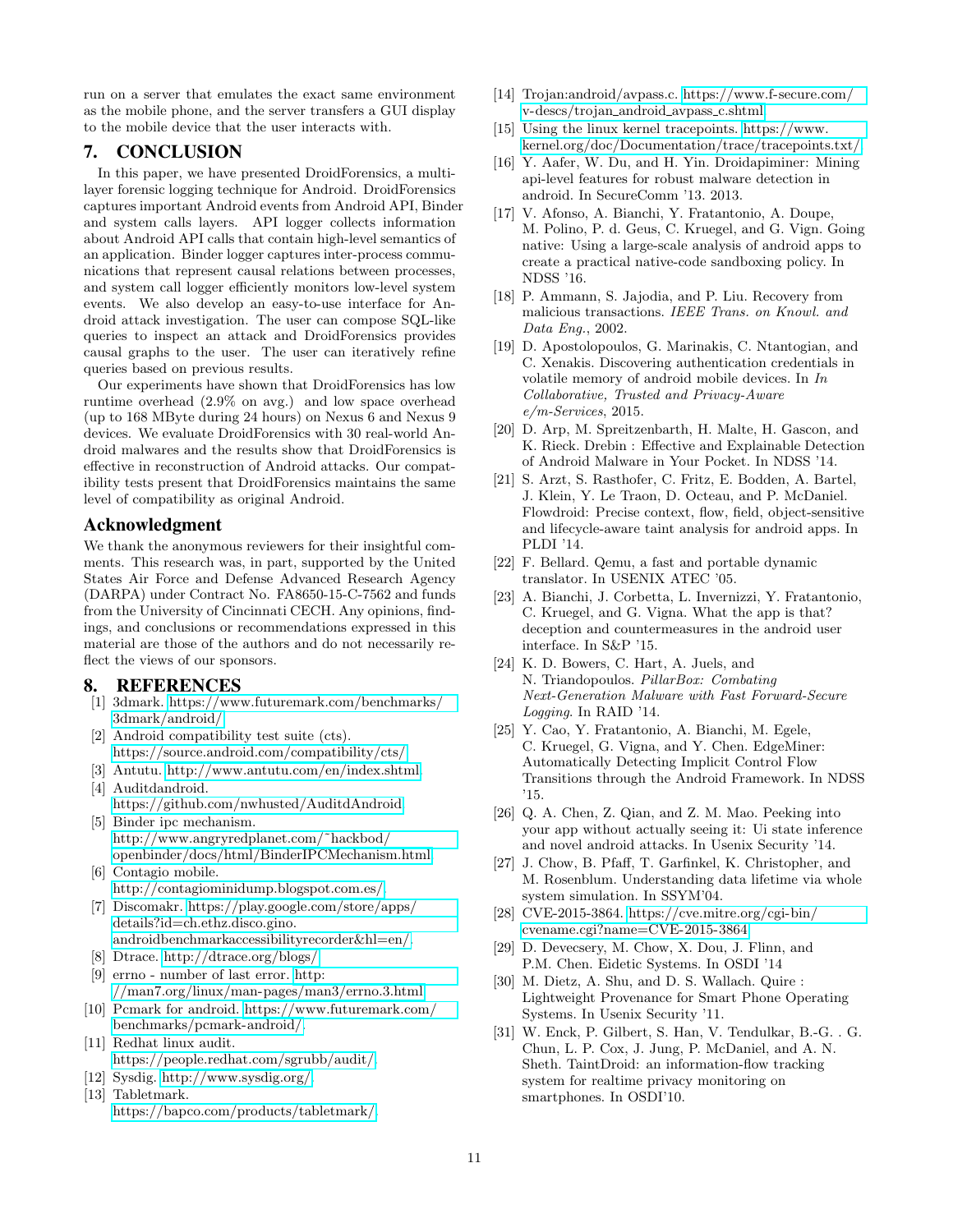run on a server that emulates the exact same environment as the mobile phone, and the server transfers a GUI display to the mobile device that the user interacts with.

## 7. CONCLUSION

In this paper, we have presented DroidForensics, a multi-layer forensic logging technique for Android. DroidForensics captures important Android events from Android API, Binder and system calls layers. API logger collects information about Android API calls that contain high-level semantics of an application. Binder logger captures inter-process communications that represent causal relations between processes, and system call logger efficiently monitors low-level system events. We also develop an easy-to-use interface for Android attack investigation. The user can compose SQL-like queries to inspect an attack and DroidForensics provides causal graphs to the user. The user can iteratively refine queries based on previous results.

Our experiments have shown that DroidForensics has low runtime overhead (2.9% on avg.) and low space overhead (up to 168 MByte during 24 hours) on Nexus 6 and Nexus 9 devices. We evaluate DroidForensics with 30 real-world Android malwares and the results show that DroidForensics is effective in reconstruction of Android attacks. Our compatibility tests present that DroidForensics maintains the same level of compatibility as original Android.

## Acknowledgment

We thank the anonymous reviewers for their insightful comments. This research was, in part, supported by the United States Air Force and Defense Advanced Research Agency (DARPA) under Contract No. FA8650-15-C-7562 and funds from the University of Cincinnati CECH. Any opinions, findings, and conclusions or recommendations expressed in this material are those of the authors and do not necessarily reflect the views of our sponsors.

## 8. REFERENCES

[1] 3dmark. https://www.futuremark.com/benchmarks/3dmark/android/.

[2] Android compatibility test suite (cts). https://source.android.com/compatibility/cts/.

[3] Antutu. http://www.antutu.com/en/index.shtml.

[4] Auditdandroid. https://github.com/nwhusted/AuditdAndroid.

[5] Binder ipc mechanism. http://www.angryredplanet.com/~hackbod/openbinder/docs/html/BinderIPCMechanism.html.

[6] Contagio mobile. http://contagiominidump.blogspot.com.es/.

[7] Discomakr. https://play.google.com/store/apps/details?id=ch.ethz.disco.gino.androidbenchmarkaccessibilityrecorder&hl=en/.

[8] Dtrace. http://dtrace.org/blogs/.

[9] errno - number of last error. http://man7.org/linux/man-pages/man3/errno.3.html.

[10] Pcmark for android. https://www.futuremark.com/benchmarks/pcmark-android/.

[11] Redhat linux audit. https://people.redhat.com/sgrubb/audit/.

[12] Sysdig. http://www.sysdig.org/.

[13] Tabletmark. https://bapco.com/products/tabletmark/.

[14] Trojan:android/avpass.c. https://www.f-secure.com/v-descs/trojan_android_avpass_c.shtml.

[15] Using the linux kernel tracepoints. https://www.kernel.org/doc/Documentation/trace/tracepoints.txt/.

[16] Y. Aafer, W. Du, and H. Yin. Droidapiminer: Mining api-level features for robust malware detection in android. In SecureComm '13. 2013.

[17] V. Afonso, A. Bianchi, Y. Fratantonio, A. Doupe, M. Polino, P. d. Geus, C. Kruegel, and G. Vign. Going native: Using a large-scale analysis of android apps to create a practical native-code sandboxing policy. In NDSS '16.

[18] P. Ammann, S. Jajodia, and P. Liu. Recovery from malicious transactions. *IEEE Trans. on Knowl. and Data Eng.*, 2002.

[19] D. Apostolopoulos, G. Marinakis, C. Ntantogian, and C. Xenakis. Discovering authentication credentials in volatile memory of android mobile devices. In *In Collaborative, Trusted and Privacy-Aware e/m-Services*, 2015.

[20] D. Arp, M. Spreitzenbarth, H. Malte, H. Gascon, and K. Rieck. Drebin : Effective and Explainable Detection of Android Malware in Your Pocket. In NDSS '14.

[21] S. Arzt, S. Rasthofer, C. Fritz, E. Bodden, A. Bartel, J. Klein, Y. Le Traon, D. Octeau, and P. McDaniel. Flowdroid: Precise context, flow, field, object-sensitive and lifecycle-aware taint analysis for android apps. In PLDI '14.

[22] F. Bellard. Qemu, a fast and portable dynamic translator. In USENIX ATEC '05.

[23] A. Bianchi, J. Corbetta, L. Invernizzi, Y. Fratantonio, C. Kruegel, and G. Vigna. What the app is that? deception and countermeasures in the android user interface. In S&P '15.

[24] K. D. Bowers, C. Hart, A. Juels, and N. Triandopoulos. *PillarBox: Combating Next-Generation Malware with Fast Forward-Secure Logging*. In RAID '14.

[25] Y. Cao, Y. Fratantonio, A. Bianchi, M. Egele, C. Kruegel, G. Vigna, and Y. Chen. EdgeMiner: Automatically Detecting Implicit Control Flow Transitions through the Android Framework. In NDSS '15.

[26] Q. A. Chen, Z. Qian, and Z. M. Mao. Peeking into your app without actually seeing it: Ui state inference and novel android attacks. In Usenix Security '14.

[27] J. Chow, B. Pfaff, T. Garfinkel, K. Christopher, and M. Rosenblum. Understanding data lifetime via whole system simulation. In SSYM'04.

[28] CVE-2015-3864. https://cve.mitre.org/cgi-bin/cvename.cgi?name=CVE-2015-3864.

[29] D. Devecsery, M. Chow, X. Dou, J. Flinn, and P.M. Chen. Eidetic Systems. In OSDI '14

[30] M. Dietz, A. Shu, and D. S. Wallach. Quire : Lightweight Provenance for Smart Phone Operating Systems. In Usenix Security '11.

[31] W. Enck, P. Gilbert, S. Han, V. Tendulkar, B.-G. . G. Chun, L. P. Cox, J. Jung, P. McDaniel, and A. N. Sheth. TaintDroid: an information-flow tracking system for realtime privacy monitoring on smartphones. In OSDI'10.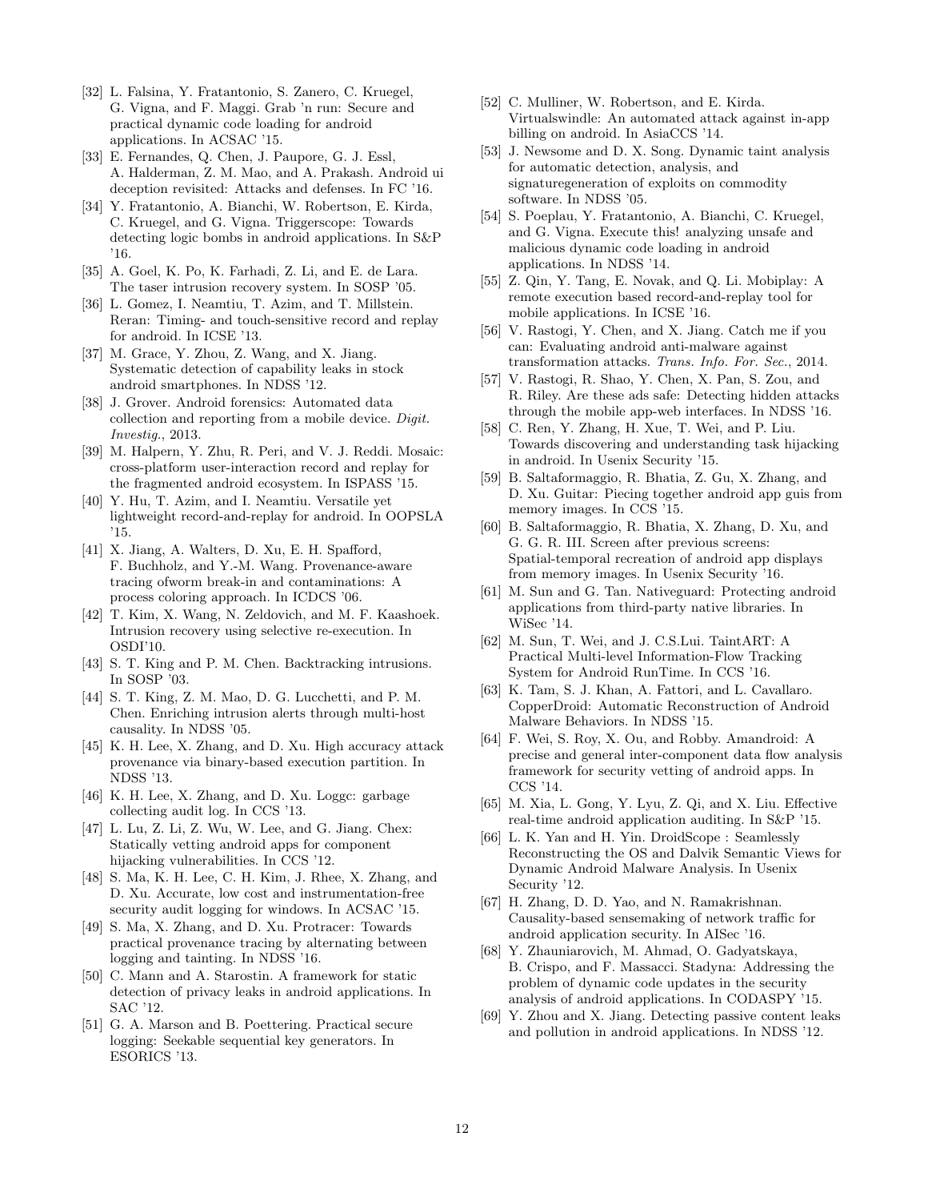[32] L. Falsina, Y. Fratantonio, S. Zanero, C. Kruegel, G. Vigna, and F. Maggi. Grab 'n run: Secure and practical dynamic code loading for android applications. In ACSAC '15.

[33] E. Fernandes, Q. Chen, J. Paupore, G. J. Essl, A. Halderman, Z. M. Mao, and A. Prakash. Android ui deception revisited: Attacks and defenses. In FC '16.

[34] Y. Fratantonio, A. Bianchi, W. Robertson, E. Kirda, C. Kruegel, and G. Vigna. Triggerscope: Towards detecting logic bombs in android applications. In S&P '16.

[35] A. Goel, K. Po, K. Farhadi, Z. Li, and E. de Lara. The taser intrusion recovery system. In SOSP '05.

[36] L. Gomez, I. Neamtiu, T. Azim, and T. Millstein. Reran: Timing- and touch-sensitive record and replay for android. In ICSE '13.

[37] M. Grace, Y. Zhou, Z. Wang, and X. Jiang. Systematic detection of capability leaks in stock android smartphones. In NDSS '12.

[38] J. Grover. Android forensics: Automated data collection and reporting from a mobile device. *Digit. Investig.*, 2013.

[39] M. Halpern, Y. Zhu, R. Peri, and V. J. Reddi. Mosaic: cross-platform user-interaction record and replay for the fragmented android ecosystem. In ISPASS '15.

[40] Y. Hu, T. Azim, and I. Neamtiu. Versatile yet lightweight record-and-replay for android. In OOPSLA '15.

[41] X. Jiang, A. Walters, D. Xu, E. H. Spafford, F. Buchholz, and Y.-M. Wang. Provenance-aware tracing ofworm break-in and contaminations: A process coloring approach. In ICDCS '06.

[42] T. Kim, X. Wang, N. Zeldovich, and M. F. Kaashoek. Intrusion recovery using selective re-execution. In OSDI'10.

[43] S. T. King and P. M. Chen. Backtracking intrusions. In SOSP '03.

[44] S. T. King, Z. M. Mao, D. G. Lucchetti, and P. M. Chen. Enriching intrusion alerts through multi-host causality. In NDSS '05.

[45] K. H. Lee, X. Zhang, and D. Xu. High accuracy attack provenance via binary-based execution partition. In NDSS '13.

[46] K. H. Lee, X. Zhang, and D. Xu. Loggc: garbage collecting audit log. In CCS '13.

[47] L. Lu, Z. Li, Z. Wu, W. Lee, and G. Jiang. Chex: Statically vetting android apps for component hijacking vulnerabilities. In CCS '12.

[48] S. Ma, K. H. Lee, C. H. Kim, J. Rhee, X. Zhang, and D. Xu. Accurate, low cost and instrumentation-free security audit logging for windows. In ACSAC '15.

[49] S. Ma, X. Zhang, and D. Xu. Protracer: Towards practical provenance tracing by alternating between logging and tainting. In NDSS '16.

[50] C. Mann and A. Starostin. A framework for static detection of privacy leaks in android applications. In SAC '12.

[51] G. A. Marson and B. Poettering. Practical secure logging: Seekable sequential key generators. In ESORICS '13.

[52] C. Mulliner, W. Robertson, and E. Kirda. Virtualswindle: An automated attack against in-app billing on android. In AsiaCCS '14.

[53] J. Newsome and D. X. Song. Dynamic taint analysis for automatic detection, analysis, and signaturegeneration of exploits on commodity software. In NDSS '05.

[54] S. Poeplau, Y. Fratantonio, A. Bianchi, C. Kruegel, and G. Vigna. Execute this! analyzing unsafe and malicious dynamic code loading in android applications. In NDSS '14.

[55] Z. Qin, Y. Tang, E. Novak, and Q. Li. Mobiplay: A remote execution based record-and-replay tool for mobile applications. In ICSE '16.

[56] V. Rastogi, Y. Chen, and X. Jiang. Catch me if you can: Evaluating android anti-malware against transformation attacks. *Trans. Info. For. Sec.*, 2014.

[57] V. Rastogi, R. Shao, Y. Chen, X. Pan, S. Zou, and R. Riley. Are these ads safe: Detecting hidden attacks through the mobile app-web interfaces. In NDSS '16.

[58] C. Ren, Y. Zhang, H. Xue, T. Wei, and P. Liu. Towards discovering and understanding task hijacking in android. In Usenix Security '15.

[59] B. Saltaformaggio, R. Bhatia, Z. Gu, X. Zhang, and D. Xu. Guitar: Piecing together android app guis from memory images. In CCS '15.

[60] B. Saltaformaggio, R. Bhatia, X. Zhang, D. Xu, and G. G. R. III. Screen after previous screens: Spatial-temporal recreation of android app displays from memory images. In Usenix Security '16.

[61] M. Sun and G. Tan. Nativeguard: Protecting android applications from third-party native libraries. In WiSec '14.

[62] M. Sun, T. Wei, and J. C.S.Lui. TaintART: A Practical Multi-level Information-Flow Tracking System for Android RunTime. In CCS '16.

[63] K. Tam, S. J. Khan, A. Fattori, and L. Cavallaro. CopperDroid: Automatic Reconstruction of Android Malware Behaviors. In NDSS '15.

[64] F. Wei, S. Roy, X. Ou, and Robby. Amandroid: A precise and general inter-component data flow analysis framework for security vetting of android apps. In CCS '14.

[65] M. Xia, L. Gong, Y. Lyu, Z. Qi, and X. Liu. Effective real-time android application auditing. In S&P '15.

[66] L. K. Yan and H. Yin. DroidScope : Seamlessly Reconstructing the OS and Dalvik Semantic Views for Dynamic Android Malware Analysis. In Usenix Security '12.

[67] H. Zhang, D. D. Yao, and N. Ramakrishnan. Causality-based sensemaking of network traffic for android application security. In AISec '16.

[68] Y. Zhauniarovich, M. Ahmad, O. Gadyatskaya, B. Crispo, and F. Massacci. Stadyna: Addressing the problem of dynamic code updates in the security analysis of android applications. In CODASPY '15.

[69] Y. Zhou and X. Jiang. Detecting passive content leaks and pollution in android applications. In NDSS '12.